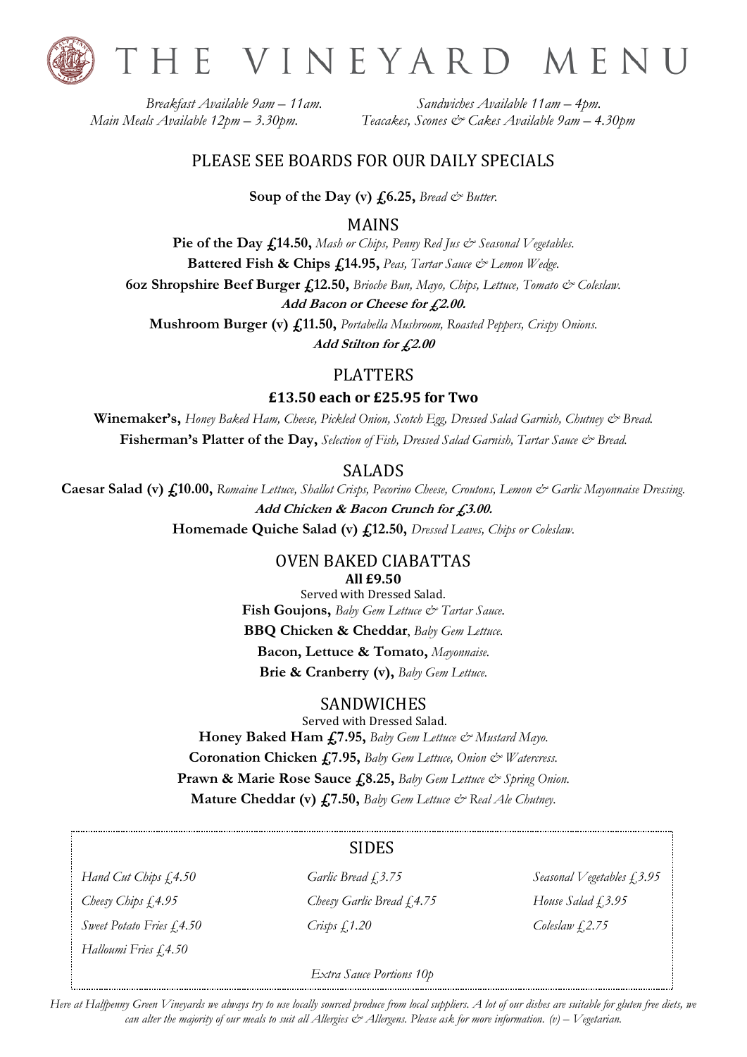# THE VINEYARD MENU

*Breakfast Available 9am – 11am.*
*Main Meals Available 12pm – 3.30pm.*
*Sandwiches Available 11am – 4pm.*
*Teacakes, Scones & Cakes Available 9am – 4.30pm*

## PLEASE SEE BOARDS FOR OUR DAILY SPECIALS

**Soup of the Day (v) £6.25,** *Bread & Butter.*

## MAINS

**Pie of the Day £14.50,** *Mash or Chips, Penny Red Jus & Seasonal Vegetables.*

**Battered Fish & Chips £14.95,** *Peas, Tartar Sauce & Lemon Wedge.*

**6oz Shropshire Beef Burger £12.50,** *Brioche Bun, Mayo, Chips, Lettuce, Tomato & Coleslaw.*

***Add Bacon or Cheese for £2.00.***

**Mushroom Burger (v) £11.50,** *Portabella Mushroom, Roasted Peppers, Crispy Onions.*

***Add Stilton for £2.00***

## PLATTERS

**£13.50 each or £25.95 for Two**

**Winemaker's,** *Honey Baked Ham, Cheese, Pickled Onion, Scotch Egg, Dressed Salad Garnish, Chutney & Bread.*

**Fisherman's Platter of the Day,** *Selection of Fish, Dressed Salad Garnish, Tartar Sauce & Bread.*

## SALADS

**Caesar Salad (v) £10.00,** *Romaine Lettuce, Shallot Crisps, Pecorino Cheese, Croutons, Lemon & Garlic Mayonnaise Dressing.*

***Add Chicken & Bacon Crunch for £3.00.***

**Homemade Quiche Salad (v) £12.50,** *Dressed Leaves, Chips or Coleslaw.*

## OVEN BAKED CIABATTAS

**All £9.50**

Served with Dressed Salad.

**Fish Goujons,** *Baby Gem Lettuce & Tartar Sauce.*

**BBQ Chicken & Cheddar**, *Baby Gem Lettuce.*

**Bacon, Lettuce & Tomato,** *Mayonnaise.*

**Brie & Cranberry (v),** *Baby Gem Lettuce.*

## SANDWICHES

Served with Dressed Salad.

**Honey Baked Ham £7.95,** *Baby Gem Lettuce & Mustard Mayo.*

**Coronation Chicken £7.95,** *Baby Gem Lettuce, Onion & Watercress.*

**Prawn & Marie Rose Sauce £8.25,** *Baby Gem Lettuce & Spring Onion.*

**Mature Cheddar (v) £7.50,** *Baby Gem Lettuce & Real Ale Chutney.*

## SIDES

*Hand Cut Chips £4.50*
*Cheesy Chips £4.95*
*Sweet Potato Fries £4.50*
*Halloumi Fries £4.50*
*Garlic Bread £3.75*
*Cheesy Garlic Bread £4.75*
*Crisps £1.20*
*Seasonal Vegetables £3.95*
*House Salad £3.95*
*Coleslaw £2.75*

*Extra Sauce Portions 10p*

*Here at Halfpenny Green Vineyards we always try to use locally sourced produce from local suppliers. A lot of our dishes are suitable for gluten free diets, we can alter the majority of our meals to suit all Allergies & Allergens. Please ask for more information. (v) – Vegetarian.*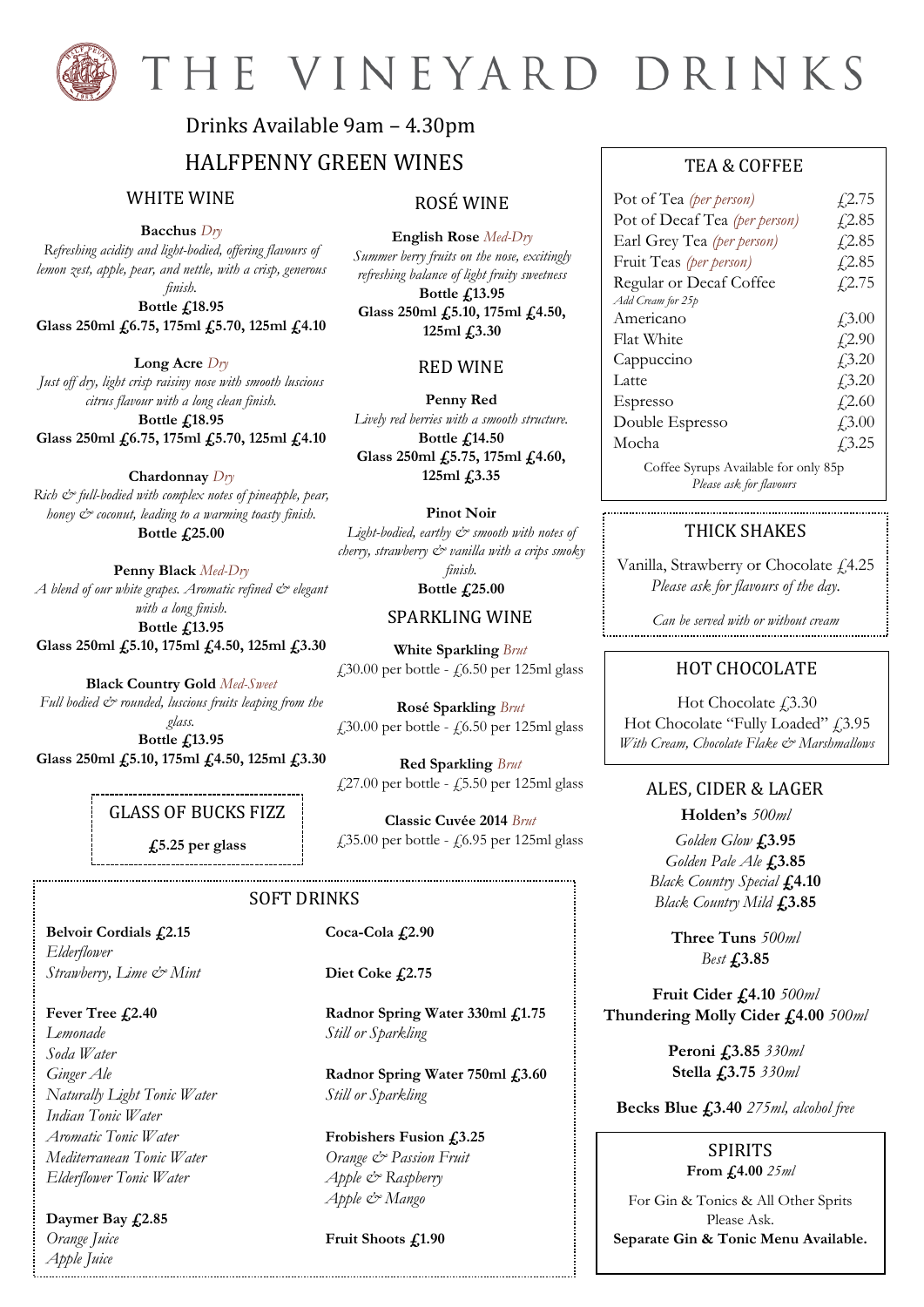# THE VINEYARD DRINKS

## Drinks Available 9am – 4.30pm

## HALFPENNY GREEN WINES

### WHITE WINE

**Bacchus** *Dry*
*Refreshing acidity and light-bodied, offering flavours of lemon zest, apple, pear, and nettle, with a crisp, generous finish.*
**Bottle £18.95**
**Glass 250ml £6.75, 175ml £5.70, 125ml £4.10**

**Long Acre** *Dry*
*Just off dry, light crisp raisiny nose with smooth luscious citrus flavour with a long clean finish.*
**Bottle £18.95**
**Glass 250ml £6.75, 175ml £5.70, 125ml £4.10**

**Chardonnay** *Dry*
*Rich & full-bodied with complex notes of pineapple, pear, honey & coconut, leading to a warming toasty finish.*
**Bottle £25.00**

**Penny Black** *Med-Dry*
*A blend of our white grapes. Aromatic refined & elegant with a long finish.*
**Bottle £13.95**
**Glass 250ml £5.10, 175ml £4.50, 125ml £3.30**

**Black Country Gold** *Med-Sweet*
*Full bodied & rounded, luscious fruits leaping from the glass.*
**Bottle £13.95**
**Glass 250ml £5.10, 175ml £4.50, 125ml £3.30**

### GLASS OF BUCKS FIZZ

**£5.25 per glass**

### ROSÉ WINE

**English Rose** *Med-Dry*
*Summer berry fruits on the nose, excitingly refreshing balance of light fruity sweetness*
**Bottle £13.95**
**Glass 250ml £5.10, 175ml £4.50, 125ml £3.30**

### RED WINE

**Penny Red**
*Lively red berries with a smooth structure.*
**Bottle £14.50**
**Glass 250ml £5.75, 175ml £4.60, 125ml £3.35**

**Pinot Noir**
*Light-bodied, earthy & smooth with notes of cherry, strawberry & vanilla with a crips smoky finish.*
**Bottle £25.00**

### SPARKLING WINE

**White Sparkling** *Brut*
£30.00 per bottle - £6.50 per 125ml glass

**Rosé Sparkling** *Brut*
£30.00 per bottle - £6.50 per 125ml glass

**Red Sparkling** *Brut*
£27.00 per bottle - £5.50 per 125ml glass

**Classic Cuvée 2014** *Brut*
£35.00 per bottle - £6.95 per 125ml glass

### SOFT DRINKS

**Belvoir Cordials £2.15**
*Elderflower*
*Strawberry, Lime & Mint*

**Fever Tree £2.40**
*Lemonade*
*Soda Water*
*Ginger Ale*
*Naturally Light Tonic Water*
*Indian Tonic Water*
*Aromatic Tonic Water*
*Mediterranean Tonic Water*
*Elderflower Tonic Water*

**Daymer Bay £2.85**
*Orange Juice*
*Apple Juice*

**Coca-Cola £2.90**

**Diet Coke £2.75**

**Radnor Spring Water 330ml £1.75**
*Still or Sparkling*

**Radnor Spring Water 750ml £3.60**
*Still or Sparkling*

**Frobishers Fusion £3.25**
*Orange & Passion Fruit*
*Apple & Raspberry*
*Apple & Mango*

**Fruit Shoots £1.90**

### TEA & COFFEE

| | |
|---|---|
| Pot of Tea *(per person)* | £2.75 |
| Pot of Decaf Tea *(per person)* | £2.85 |
| Earl Grey Tea *(per person)* | £2.85 |
| Fruit Teas *(per person)* | £2.85 |
| Regular or Decaf Coffee *Add Cream for 25p* | £2.75 |
| Americano | £3.00 |
| Flat White | £2.90 |
| Cappuccino | £3.20 |
| Latte | £3.20 |
| Espresso | £2.60 |
| Double Espresso | £3.00 |
| Mocha | £3.25 |

Coffee Syrups Available for only 85p
*Please ask for flavours*

### THICK SHAKES

Vanilla, Strawberry or Chocolate £4.25
*Please ask for flavours of the day.*

*Can be served with or without cream*

### HOT CHOCOLATE

Hot Chocolate £3.30
Hot Chocolate "Fully Loaded" £3.95
*With Cream, Chocolate Flake & Marshmallows*

### ALES, CIDER & LAGER

**Holden's** *500ml*
*Golden Glow* **£3.95**
*Golden Pale Ale* **£3.85**
*Black Country Special* **£4.10**
*Black Country Mild* **£3.85**

**Three Tuns** *500ml*
*Best* **£3.85**

**Fruit Cider £4.10** *500ml*
**Thundering Molly Cider £4.00** *500ml*

**Peroni £3.85** *330ml*
**Stella £3.75** *330ml*

**Becks Blue £3.40** *275ml, alcohol free*

### SPIRITS

**From £4.00** *25ml*

For Gin & Tonics & All Other Sprits Please Ask.
**Separate Gin & Tonic Menu Available.**